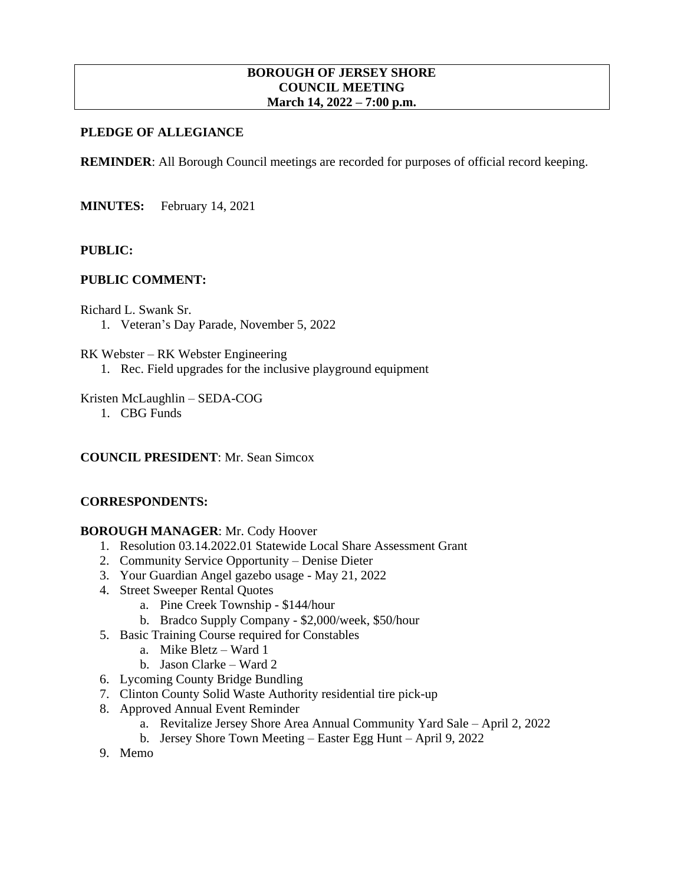# BOROUGH OF JERSEY SHORE
## COUNCIL MEETING
### March 14, 2022 – 7:00 p.m.

**PLEDGE OF ALLEGIANCE**

**REMINDER**: All Borough Council meetings are recorded for purposes of official record keeping.

**MINUTES:** February 14, 2021

**PUBLIC:**

**PUBLIC COMMENT:**

Richard L. Swank Sr.
1. Veteran's Day Parade, November 5, 2022

RK Webster – RK Webster Engineering
1. Rec. Field upgrades for the inclusive playground equipment

Kristen McLaughlin – SEDA-COG
1. CBG Funds

**COUNCIL PRESIDENT**: Mr. Sean Simcox

**CORRESPONDENTS:**

**BOROUGH MANAGER**: Mr. Cody Hoover
1. Resolution 03.14.2022.01 Statewide Local Share Assessment Grant
2. Community Service Opportunity – Denise Dieter
3. Your Guardian Angel gazebo usage - May 21, 2022
4. Street Sweeper Rental Quotes
   a. Pine Creek Township - $144/hour
   b. Bradco Supply Company - $2,000/week, $50/hour
5. Basic Training Course required for Constables
   a. Mike Bletz – Ward 1
   b. Jason Clarke – Ward 2
6. Lycoming County Bridge Bundling
7. Clinton County Solid Waste Authority residential tire pick-up
8. Approved Annual Event Reminder
   a. Revitalize Jersey Shore Area Annual Community Yard Sale – April 2, 2022
   b. Jersey Shore Town Meeting – Easter Egg Hunt – April 9, 2022
9. Memo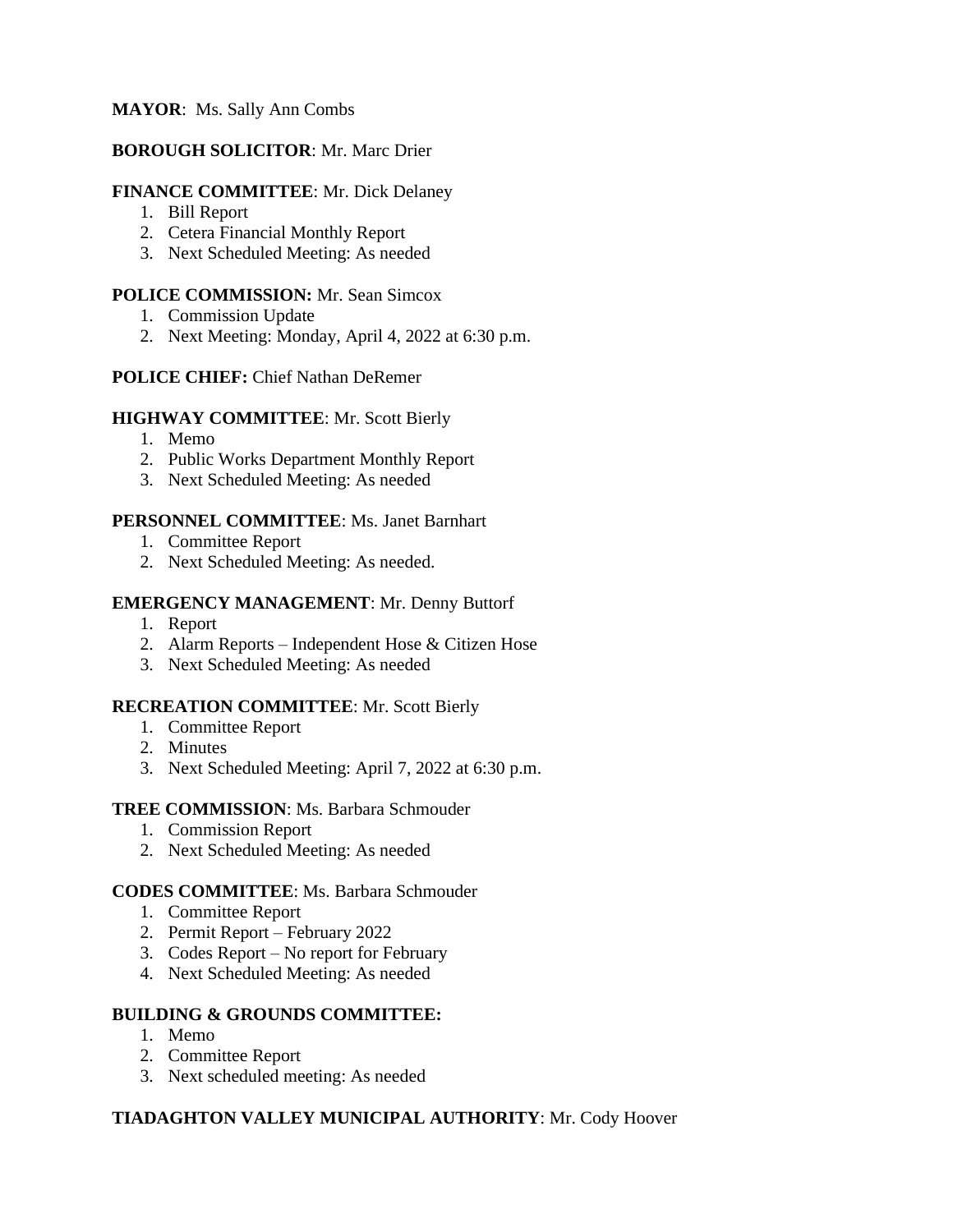**MAYOR**: Ms. Sally Ann Combs

**BOROUGH SOLICITOR**: Mr. Marc Drier

**FINANCE COMMITTEE**: Mr. Dick Delaney

1. Bill Report
2. Cetera Financial Monthly Report
3. Next Scheduled Meeting: As needed

**POLICE COMMISSION:** Mr. Sean Simcox

1. Commission Update
2. Next Meeting: Monday, April 4, 2022 at 6:30 p.m.

**POLICE CHIEF:** Chief Nathan DeRemer

**HIGHWAY COMMITTEE**: Mr. Scott Bierly

1. Memo
2. Public Works Department Monthly Report
3. Next Scheduled Meeting: As needed

**PERSONNEL COMMITTEE**: Ms. Janet Barnhart

1. Committee Report
2. Next Scheduled Meeting: As needed.

**EMERGENCY MANAGEMENT**: Mr. Denny Buttorf

1. Report
2. Alarm Reports – Independent Hose & Citizen Hose
3. Next Scheduled Meeting: As needed

**RECREATION COMMITTEE**: Mr. Scott Bierly

1. Committee Report
2. Minutes
3. Next Scheduled Meeting: April 7, 2022 at 6:30 p.m.

**TREE COMMISSION**: Ms. Barbara Schmouder

1. Commission Report
2. Next Scheduled Meeting: As needed

**CODES COMMITTEE**: Ms. Barbara Schmouder

1. Committee Report
2. Permit Report – February 2022
3. Codes Report – No report for February
4. Next Scheduled Meeting: As needed

**BUILDING & GROUNDS COMMITTEE:**

1. Memo
2. Committee Report
3. Next scheduled meeting: As needed

**TIADAGHTON VALLEY MUNICIPAL AUTHORITY**: Mr. Cody Hoover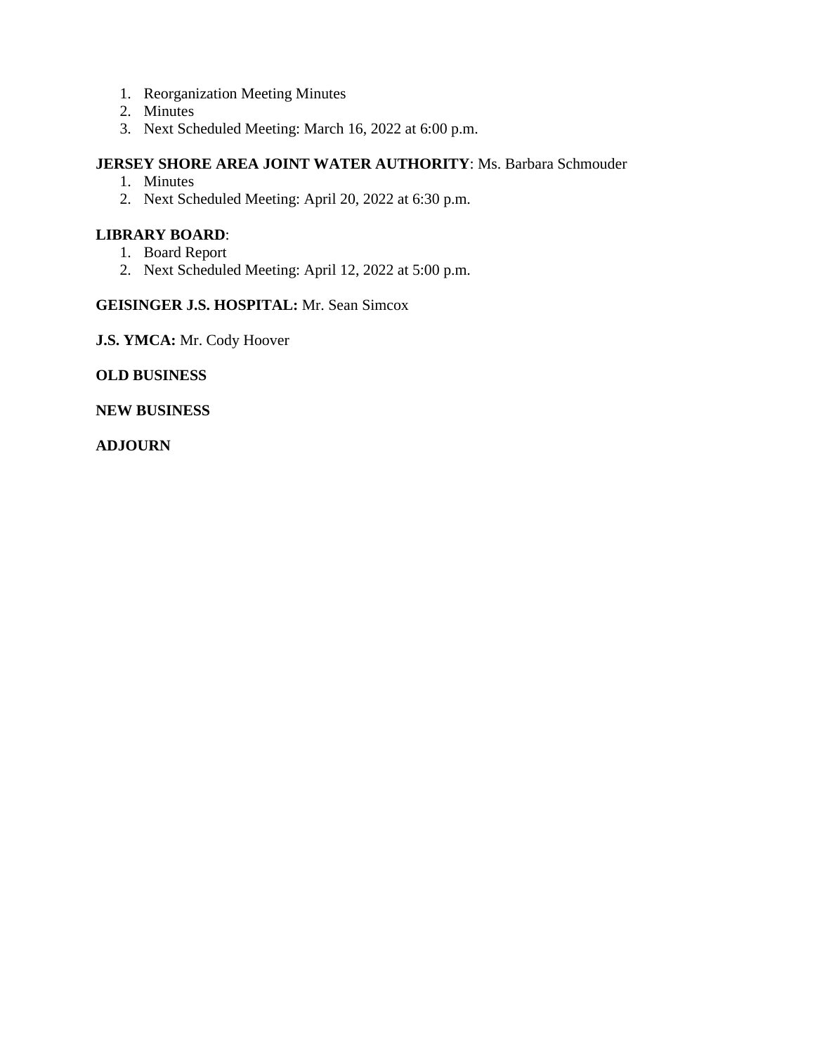1. Reorganization Meeting Minutes
2. Minutes
3. Next Scheduled Meeting: March 16, 2022 at 6:00 p.m.

**JERSEY SHORE AREA JOINT WATER AUTHORITY**: Ms. Barbara Schmouder

1. Minutes
2. Next Scheduled Meeting: April 20, 2022 at 6:30 p.m.

**LIBRARY BOARD**:

1. Board Report
2. Next Scheduled Meeting: April 12, 2022 at 5:00 p.m.

**GEISINGER J.S. HOSPITAL:** Mr. Sean Simcox

**J.S. YMCA:** Mr. Cody Hoover

**OLD BUSINESS**

**NEW BUSINESS**

**ADJOURN**